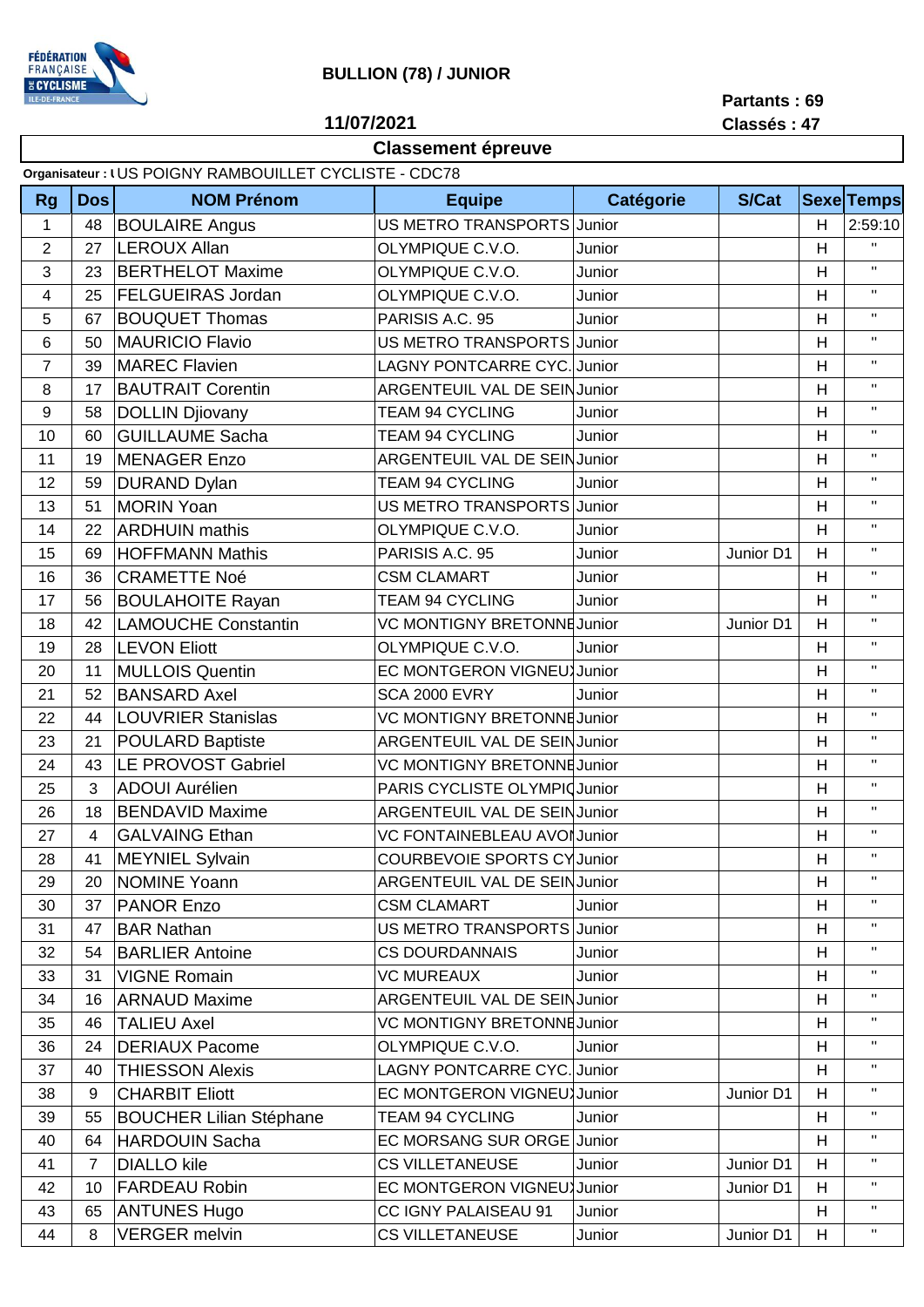FÉDÉRATION FRANÇAISE DE CYCLISME ILE-DE-FRANCE

## BULLION (78) / JUNIOR

**11/07/2021**

**Partants : 69**
**Classés : 47**

### Classement épreuve

**Organisateur :** US POIGNY RAMBOUILLET CYCLISTE - CDC78

| Rg | Dos | NOM Prénom | Equipe | Catégorie | S/Cat | Sexe | Temps |
|---|---|---|---|---|---|---|---|
| 1 | 48 | BOULAIRE Angus | US METRO TRANSPORTS | Junior | | H | 2:59:10 |
| 2 | 27 | LEROUX Allan | OLYMPIQUE C.V.O. | Junior | | H | " |
| 3 | 23 | BERTHELOT Maxime | OLYMPIQUE C.V.O. | Junior | | H | " |
| 4 | 25 | FELGUEIRAS Jordan | OLYMPIQUE C.V.O. | Junior | | H | " |
| 5 | 67 | BOUQUET Thomas | PARISIS A.C. 95 | Junior | | H | " |
| 6 | 50 | MAURICIO Flavio | US METRO TRANSPORTS | Junior | | H | " |
| 7 | 39 | MAREC Flavien | LAGNY PONTCARRE CYC. | Junior | | H | " |
| 8 | 17 | BAUTRAIT Corentin | ARGENTEUIL VAL DE SEIN | Junior | | H | " |
| 9 | 58 | DOLLIN Djiovany | TEAM 94 CYCLING | Junior | | H | " |
| 10 | 60 | GUILLAUME Sacha | TEAM 94 CYCLING | Junior | | H | " |
| 11 | 19 | MENAGER Enzo | ARGENTEUIL VAL DE SEIN | Junior | | H | " |
| 12 | 59 | DURAND Dylan | TEAM 94 CYCLING | Junior | | H | " |
| 13 | 51 | MORIN Yoan | US METRO TRANSPORTS | Junior | | H | " |
| 14 | 22 | ARDHUIN mathis | OLYMPIQUE C.V.O. | Junior | | H | " |
| 15 | 69 | HOFFMANN Mathis | PARISIS A.C. 95 | Junior | Junior D1 | H | " |
| 16 | 36 | CRAMETTE Noé | CSM CLAMART | Junior | | H | " |
| 17 | 56 | BOULAHOITE Rayan | TEAM 94 CYCLING | Junior | | H | " |
| 18 | 42 | LAMOUCHE Constantin | VC MONTIGNY BRETONNE | Junior | Junior D1 | H | " |
| 19 | 28 | LEVON Eliott | OLYMPIQUE C.V.O. | Junior | | H | " |
| 20 | 11 | MULLOIS Quentin | EC MONTGERON VIGNEU | Junior | | H | " |
| 21 | 52 | BANSARD Axel | SCA 2000 EVRY | Junior | | H | " |
| 22 | 44 | LOUVRIER Stanislas | VC MONTIGNY BRETONNE | Junior | | H | " |
| 23 | 21 | POULARD Baptiste | ARGENTEUIL VAL DE SEIN | Junior | | H | " |
| 24 | 43 | LE PROVOST Gabriel | VC MONTIGNY BRETONNE | Junior | | H | " |
| 25 | 3 | ADOUI Aurélien | PARIS CYCLISTE OLYMPIC | Junior | | H | " |
| 26 | 18 | BENDAVID Maxime | ARGENTEUIL VAL DE SEIN | Junior | | H | " |
| 27 | 4 | GALVAING Ethan | VC FONTAINEBLEAU AVON | Junior | | H | " |
| 28 | 41 | MEYNIEL Sylvain | COURBEVOIE SPORTS CY | Junior | | H | " |
| 29 | 20 | NOMINE Yoann | ARGENTEUIL VAL DE SEIN | Junior | | H | " |
| 30 | 37 | PANOR Enzo | CSM CLAMART | Junior | | H | " |
| 31 | 47 | BAR Nathan | US METRO TRANSPORTS | Junior | | H | " |
| 32 | 54 | BARLIER Antoine | CS DOURDANNAIS | Junior | | H | " |
| 33 | 31 | VIGNE Romain | VC MUREAUX | Junior | | H | " |
| 34 | 16 | ARNAUD Maxime | ARGENTEUIL VAL DE SEIN | Junior | | H | " |
| 35 | 46 | TALIEU Axel | VC MONTIGNY BRETONNE | Junior | | H | " |
| 36 | 24 | DERIAUX Pacome | OLYMPIQUE C.V.O. | Junior | | H | " |
| 37 | 40 | THIESSON Alexis | LAGNY PONTCARRE CYC. | Junior | | H | " |
| 38 | 9 | CHARBIT Eliott | EC MONTGERON VIGNEU | Junior | Junior D1 | H | " |
| 39 | 55 | BOUCHER Lilian Stéphane | TEAM 94 CYCLING | Junior | | H | " |
| 40 | 64 | HARDOUIN Sacha | EC MORSANG SUR ORGE | Junior | | H | " |
| 41 | 7 | DIALLO kile | CS VILLETANEUSE | Junior | Junior D1 | H | " |
| 42 | 10 | FARDEAU Robin | EC MONTGERON VIGNEU | Junior | Junior D1 | H | " |
| 43 | 65 | ANTUNES Hugo | CC IGNY PALAISEAU 91 | Junior | | H | " |
| 44 | 8 | VERGER melvin | CS VILLETANEUSE | Junior | Junior D1 | H | " |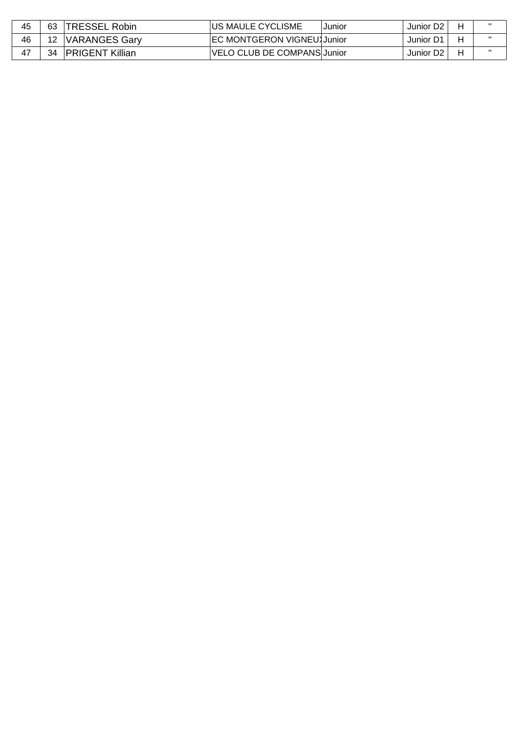| | | | | | | | |
|---|---|---|---|---|---|---|---|
| 45 | 63 | TRESSEL Robin | US MAULE CYCLISME | Junior | Junior D2 | H | " |
| 46 | 12 | VARANGES Gary | EC MONTGERON VIGNEUX | Junior | Junior D1 | H | " |
| 47 | 34 | PRIGENT Killian | VELO CLUB DE COMPANS | Junior | Junior D2 | H | " |